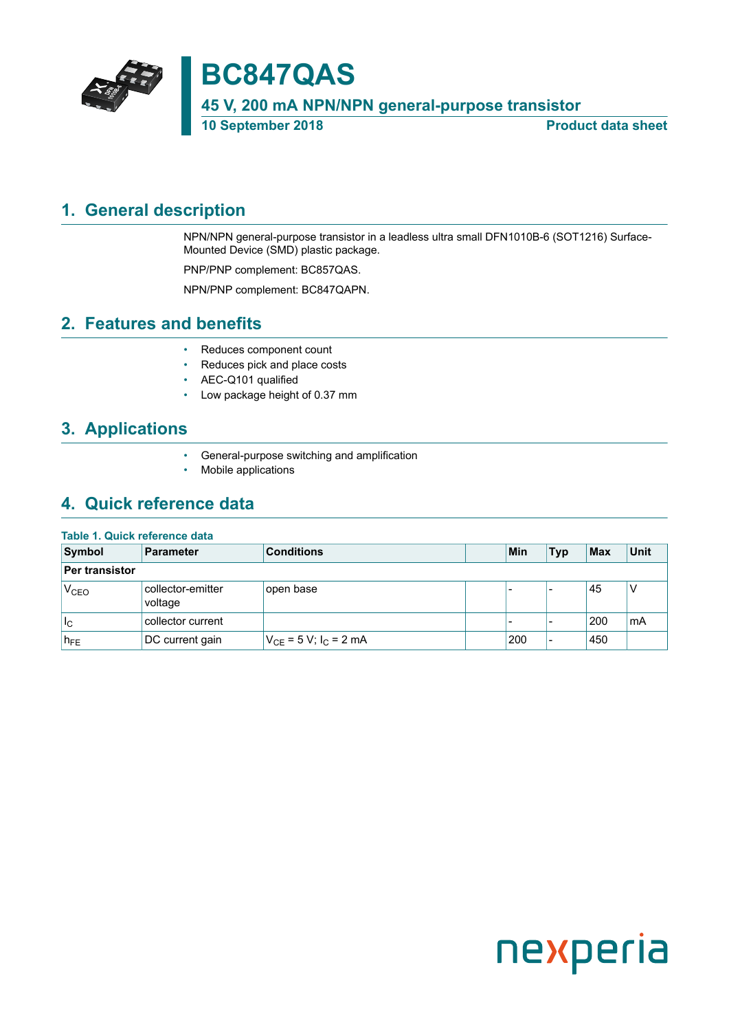# BC847QAS

## 45 V, 200 mA NPN/NPN general-purpose transistor

**10 September 2018** **Product data sheet**

## 1. General description

NPN/NPN general-purpose transistor in a leadless ultra small DFN1010B-6 (SOT1216) Surface-Mounted Device (SMD) plastic package.

PNP/PNP complement: BC857QAS.

NPN/PNP complement: BC847QAPN.

## 2. Features and benefits

- Reduces component count
- Reduces pick and place costs
- AEC-Q101 qualified
- Low package height of 0.37 mm

## 3. Applications

- General-purpose switching and amplification
- Mobile applications

## 4. Quick reference data

**Table 1. Quick reference data**

| Symbol | Parameter | Conditions | | Min | Typ | Max | Unit |
|---|---|---|---|---|---|---|---|
| **Per transistor** | | | | | | | |
| $V_{CEO}$ | collector-emitter voltage | open base | | - | - | 45 | V |
| $I_C$ | collector current | | | - | - | 200 | mA |
| $h_{FE}$ | DC current gain | $V_{CE}$ = 5 V; $I_C$ = 2 mA | | 200 | - | 450 | |

nexperia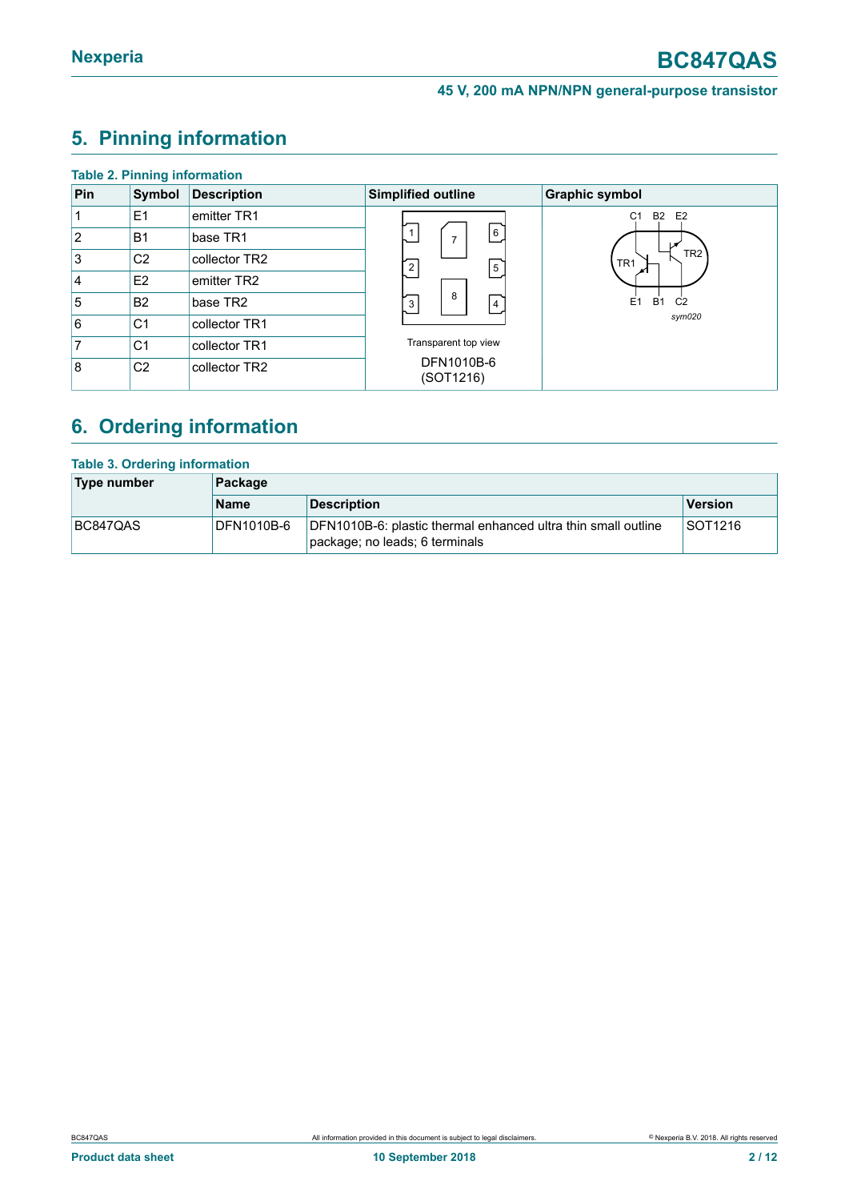## 5. Pinning information

**Table 2. Pinning information**

| Pin | Symbol | Description | Simplified outline | Graphic symbol |
|---|---|---|---|---|
| 1 | E1 | emitter TR1 | Transparent top view DFN1010B-6 (SOT1216) | sym020 |
| 2 | B1 | base TR1 | | |
| 3 | C2 | collector TR2 | | |
| 4 | E2 | emitter TR2 | | |
| 5 | B2 | base TR2 | | |
| 6 | C1 | collector TR1 | | |
| 7 | C1 | collector TR1 | | |
| 8 | C2 | collector TR2 | | |

## 6. Ordering information

**Table 3. Ordering information**

| Type number | Package | | |
|---|---|---|---|
| | Name | Description | Version |
| BC847QAS | DFN1010B-6 | DFN1010B-6: plastic thermal enhanced ultra thin small outline package; no leads; 6 terminals | SOT1216 |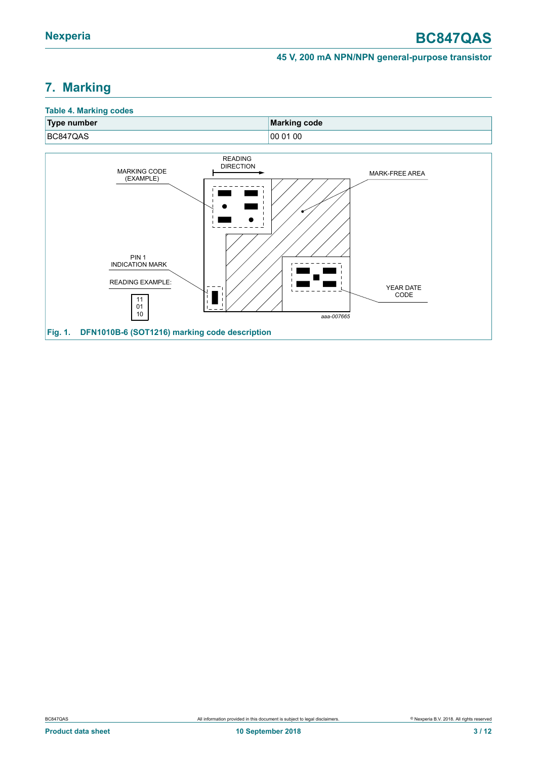## 7. Marking

**Table 4. Marking codes**

| Type number | Marking code |
|---|---|
| BC847QAS | 00 01 00 |

MARKING CODE (EXAMPLE)

READING DIRECTION

MARK-FREE AREA

PIN 1 INDICATION MARK

READING EXAMPLE:

11
01
10

YEAR DATE CODE

aaa-007665

**Fig. 1. DFN1010B-6 (SOT1216) marking code description**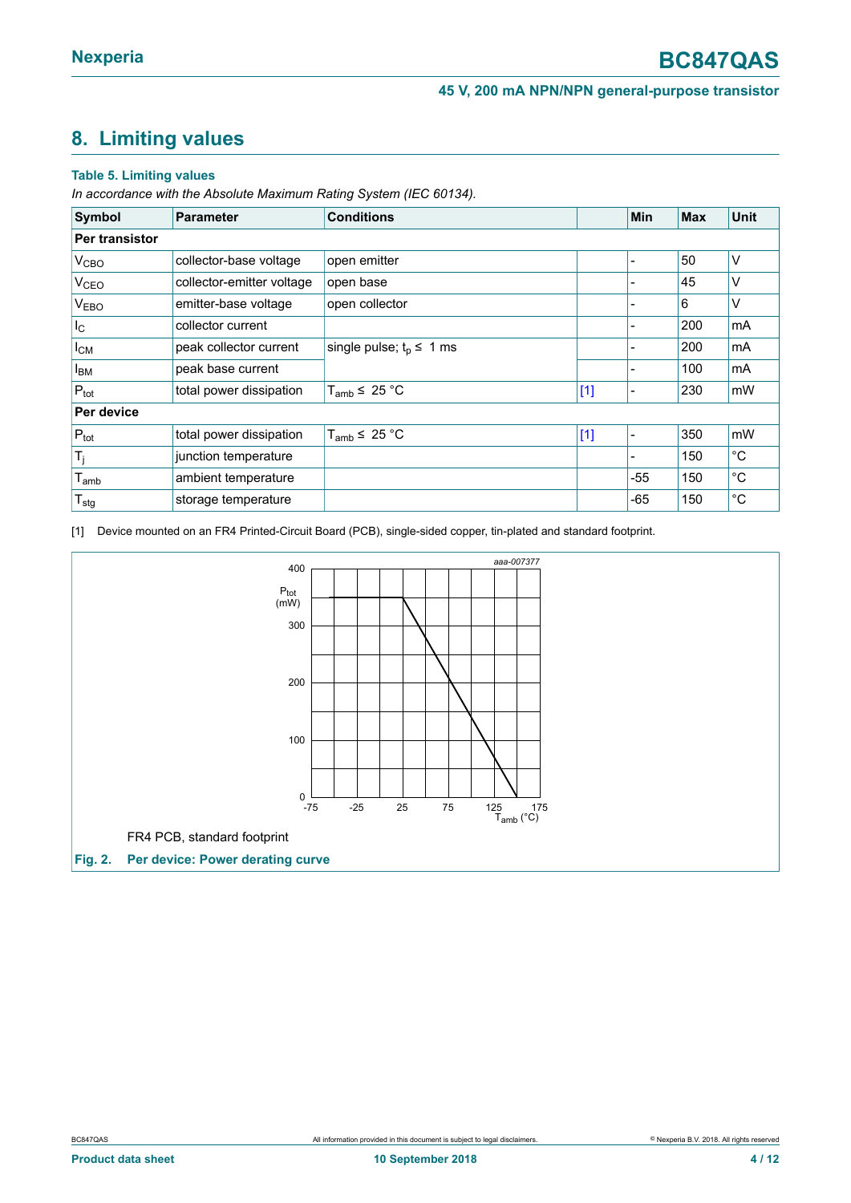## 8. Limiting values

**Table 5. Limiting values**

*In accordance with the Absolute Maximum Rating System (IEC 60134).*

| Symbol | Parameter | Conditions | | Min | Max | Unit |
|---|---|---|---|---|---|---|
| **Per transistor** | | | | | | |
| $V_{CBO}$ | collector-base voltage | open emitter | | - | 50 | V |
| $V_{CEO}$ | collector-emitter voltage | open base | | - | 45 | V |
| $V_{EBO}$ | emitter-base voltage | open collector | | - | 6 | V |
| $I_C$ | collector current | | | - | 200 | mA |
| $I_{CM}$ | peak collector current | single pulse; $t_p \leq 1$ ms | | - | 200 | mA |
| $I_{BM}$ | peak base current | | | - | 100 | mA |
| $P_{tot}$ | total power dissipation | $T_{amb} \leq 25$ °C | [1] | - | 230 | mW |
| **Per device** | | | | | | |
| $P_{tot}$ | total power dissipation | $T_{amb} \leq 25$ °C | [1] | - | 350 | mW |
| $T_j$ | junction temperature | | | - | 150 | °C |
| $T_{amb}$ | ambient temperature | | | -55 | 150 | °C |
| $T_{stg}$ | storage temperature | | | -65 | 150 | °C |

[1] Device mounted on an FR4 Printed-Circuit Board (PCB), single-sided copper, tin-plated and standard footprint.

FR4 PCB, standard footprint

**Fig. 2. Per device: Power derating curve**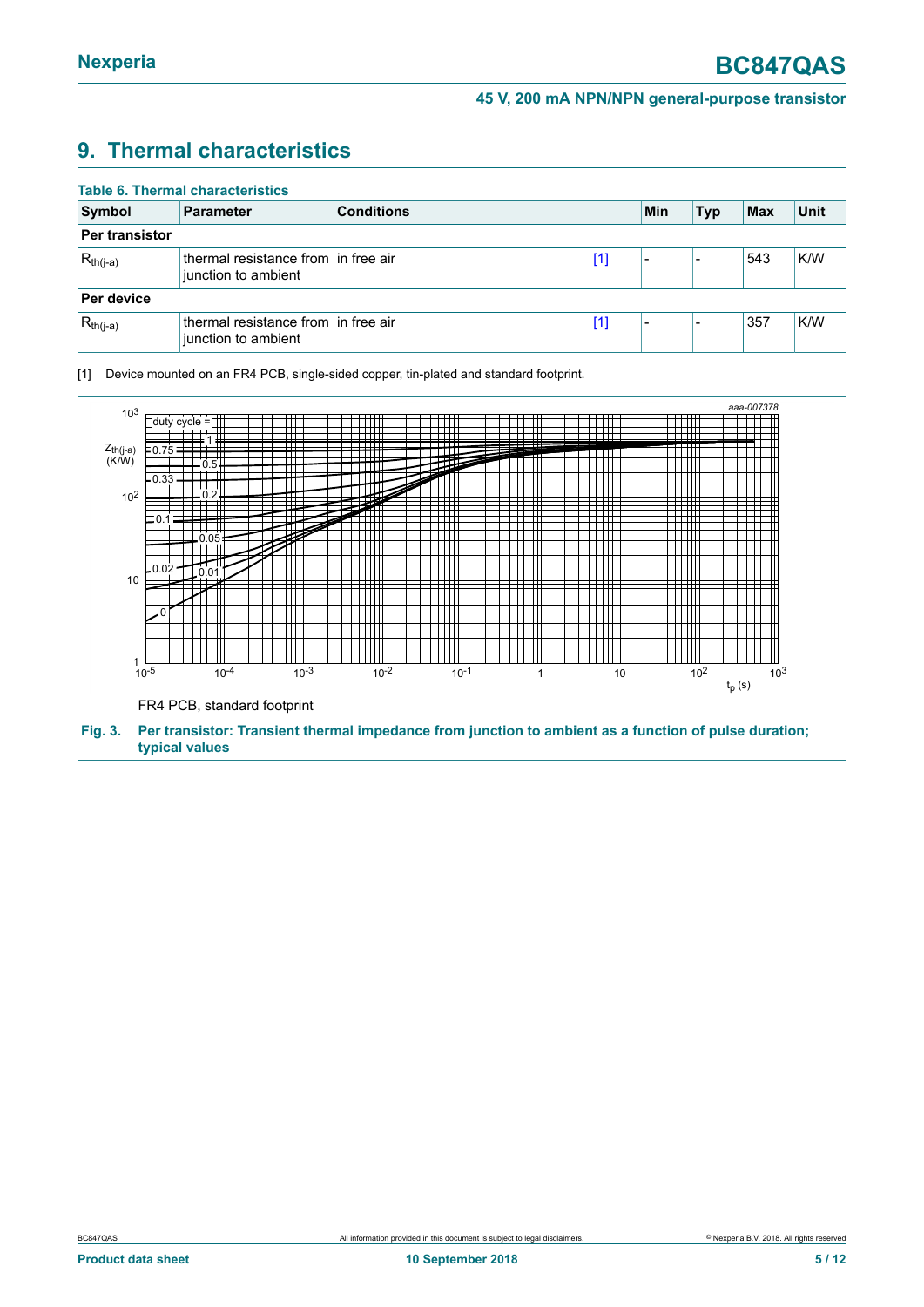## 9. Thermal characteristics

**Table 6. Thermal characteristics**

| Symbol | Parameter | Conditions | | Min | Typ | Max | Unit |
|---|---|---|---|---|---|---|---|
| **Per transistor** | | | | | | | |
| $R_{th(j-a)}$ | thermal resistance from junction to ambient | in free air | [1] | - | - | 543 | K/W |
| **Per device** | | | | | | | |
| $R_{th(j-a)}$ | thermal resistance from junction to ambient | in free air | [1] | - | - | 357 | K/W |

[1] Device mounted on an FR4 PCB, single-sided copper, tin-plated and standard footprint.

FR4 PCB, standard footprint

**Fig. 3. Per transistor: Transient thermal impedance from junction to ambient as a function of pulse duration; typical values**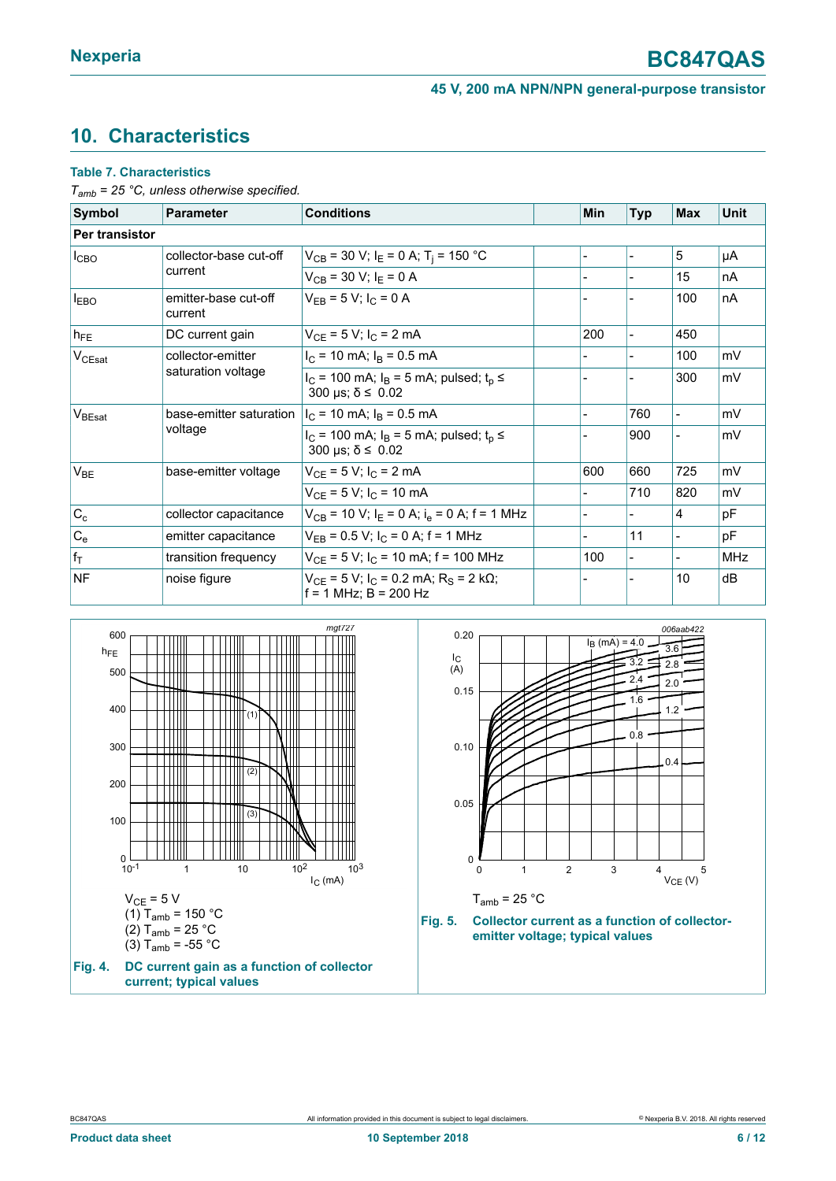## 10. Characteristics

**Table 7. Characteristics**

*$T_{amb}$ = 25 °C, unless otherwise specified.*

| Symbol | Parameter | Conditions | | Min | Typ | Max | Unit |
|---|---|---|---|---|---|---|---|
| **Per transistor** | | | | | | | |
| $I_{CBO}$ | collector-base cut-off current | $V_{CB}$ = 30 V; $I_E$ = 0 A; $T_j$ = 150 °C | | - | - | 5 | µA |
| | | $V_{CB}$ = 30 V; $I_E$ = 0 A | | - | - | 15 | nA |
| $I_{EBO}$ | emitter-base cut-off current | $V_{EB}$ = 5 V; $I_C$ = 0 A | | - | - | 100 | nA |
| $h_{FE}$ | DC current gain | $V_{CE}$ = 5 V; $I_C$ = 2 mA | | 200 | - | 450 | |
| $V_{CEsat}$ | collector-emitter saturation voltage | $I_C$ = 10 mA; $I_B$ = 0.5 mA | | - | - | 100 | mV |
| | | $I_C$ = 100 mA; $I_B$ = 5 mA; pulsed; $t_p$ ≤ 300 µs; δ ≤ 0.02 | | - | - | 300 | mV |
| $V_{BEsat}$ | base-emitter saturation voltage | $I_C$ = 10 mA; $I_B$ = 0.5 mA | | - | 760 | - | mV |
| | | $I_C$ = 100 mA; $I_B$ = 5 mA; pulsed; $t_p$ ≤ 300 µs; δ ≤ 0.02 | | - | 900 | - | mV |
| $V_{BE}$ | base-emitter voltage | $V_{CE}$ = 5 V; $I_C$ = 2 mA | | 600 | 660 | 725 | mV |
| | | $V_{CE}$ = 5 V; $I_C$ = 10 mA | | - | 710 | 820 | mV |
| $C_c$ | collector capacitance | $V_{CB}$ = 10 V; $I_E$ = 0 A; $i_e$ = 0 A; f = 1 MHz | | - | - | 4 | pF |
| $C_e$ | emitter capacitance | $V_{EB}$ = 0.5 V; $I_C$ = 0 A; f = 1 MHz | | - | 11 | - | pF |
| $f_T$ | transition frequency | $V_{CE}$ = 5 V; $I_C$ = 10 mA; f = 100 MHz | | 100 | - | - | MHz |
| NF | noise figure | $V_{CE}$ = 5 V; $I_C$ = 0.2 mA; $R_S$ = 2 kΩ; f = 1 MHz; B = 200 Hz | | - | - | 10 | dB |

$V_{CE}$ = 5 V
(1) $T_{amb}$ = 150 °C
(2) $T_{amb}$ = 25 °C
(3) $T_{amb}$ = -55 °C

**Fig. 4. DC current gain as a function of collector current; typical values**

$T_{amb}$ = 25 °C

**Fig. 5. Collector current as a function of collector-emitter voltage; typical values**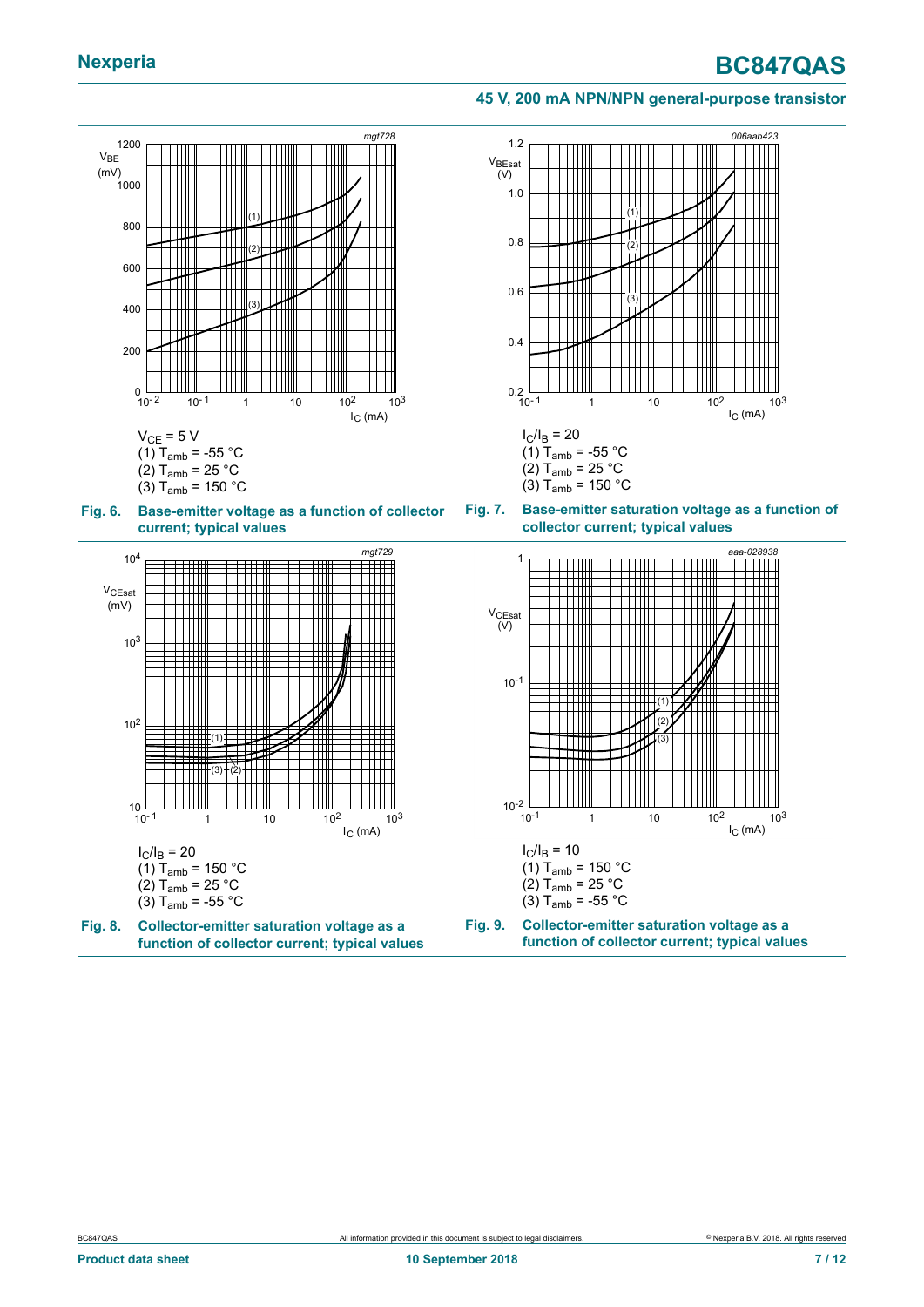$V_{CE}$ = 5 V
(1) $T_{amb}$ = -55 °C
(2) $T_{amb}$ = 25 °C
(3) $T_{amb}$ = 150 °C

**Fig. 6. Base-emitter voltage as a function of collector current; typical values**

$I_C/I_B$ = 20
(1) $T_{amb}$ = -55 °C
(2) $T_{amb}$ = 25 °C
(3) $T_{amb}$ = 150 °C

**Fig. 7. Base-emitter saturation voltage as a function of collector current; typical values**

$I_C/I_B$ = 20
(1) $T_{amb}$ = 150 °C
(2) $T_{amb}$ = 25 °C
(3) $T_{amb}$ = -55 °C

**Fig. 8. Collector-emitter saturation voltage as a function of collector current; typical values**

$I_C/I_B$ = 10
(1) $T_{amb}$ = 150 °C
(2) $T_{amb}$ = 25 °C
(3) $T_{amb}$ = -55 °C

**Fig. 9. Collector-emitter saturation voltage as a function of collector current; typical values**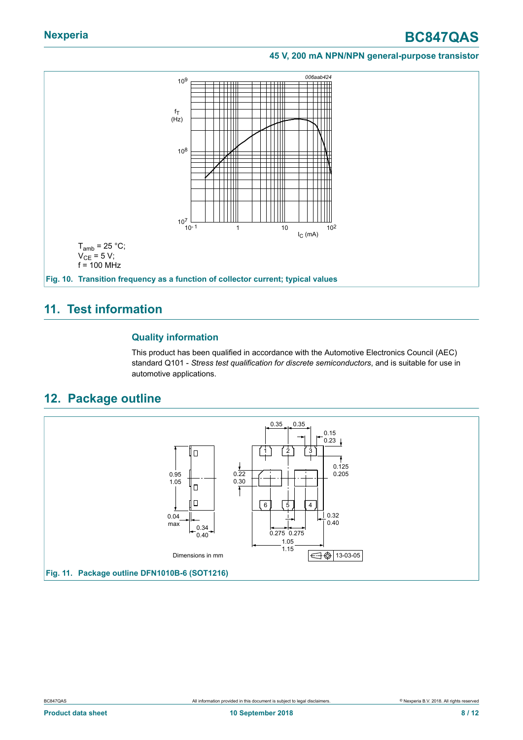$T_{amb}$ = 25 °C;
$V_{CE}$ = 5 V;
f = 100 MHz

**Fig. 10. Transition frequency as a function of collector current; typical values**

## 11. Test information

### Quality information

This product has been qualified in accordance with the Automotive Electronics Council (AEC) standard Q101 - *Stress test qualification for discrete semiconductors*, and is suitable for use in automotive applications.

## 12. Package outline

Dimensions in mm

**Fig. 11. Package outline DFN1010B-6 (SOT1216)**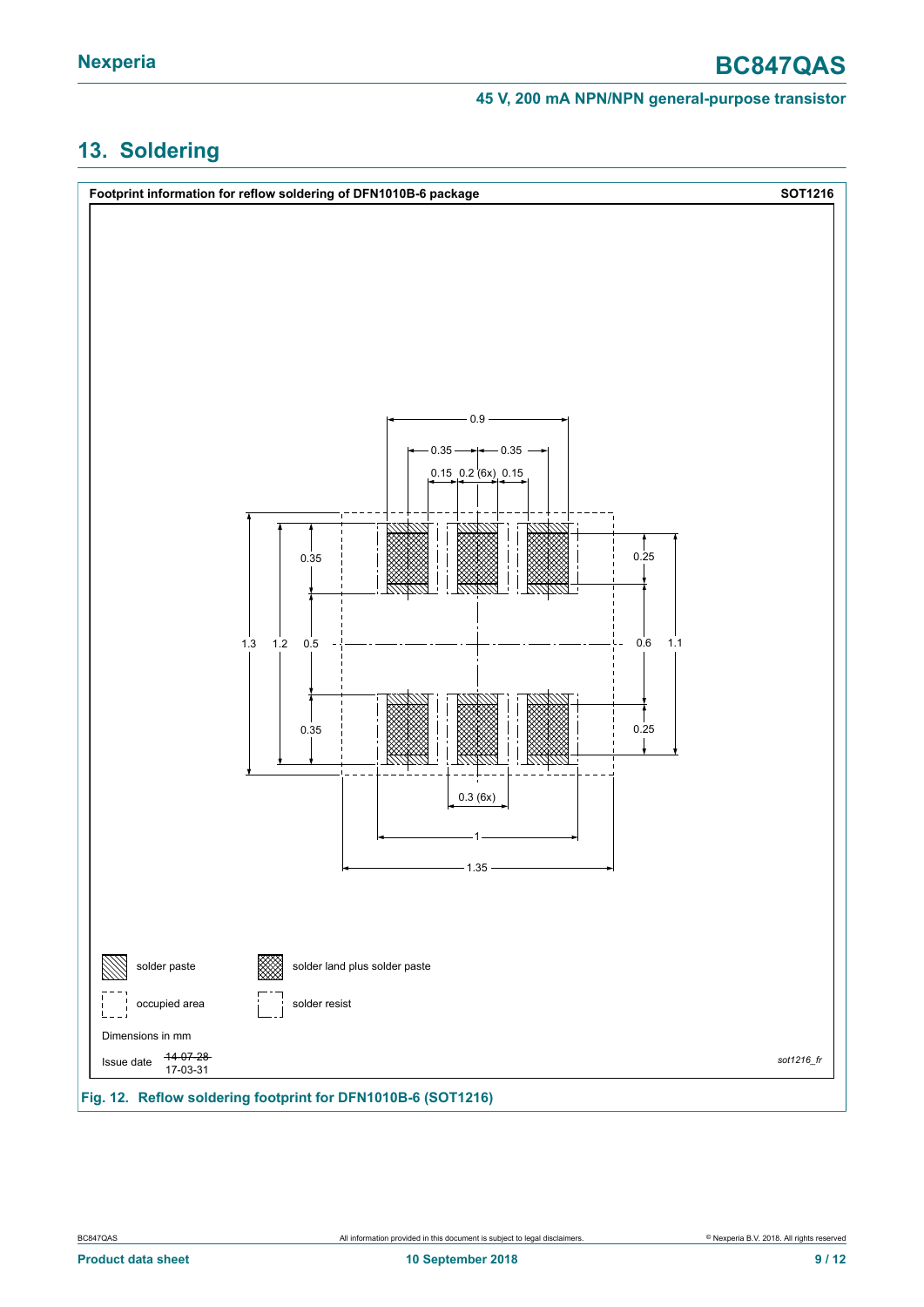## 13. Soldering

**Footprint information for reflow soldering of DFN1010B-6 package** **SOT1216**

0.9

0.35 0.35

0.15 0.2 (6x) 0.15

1.3 1.2 0.35 0.5 0.35

0.25 0.6 0.25 1.1

0.3 (6x)

1

1.35

solder paste

solder land plus solder paste

occupied area

solder resist

Dimensions in mm

Issue date ~~14-07-28~~ 17-03-31

*sot1216_fr*

**Fig. 12. Reflow soldering footprint for DFN1010B-6 (SOT1216)**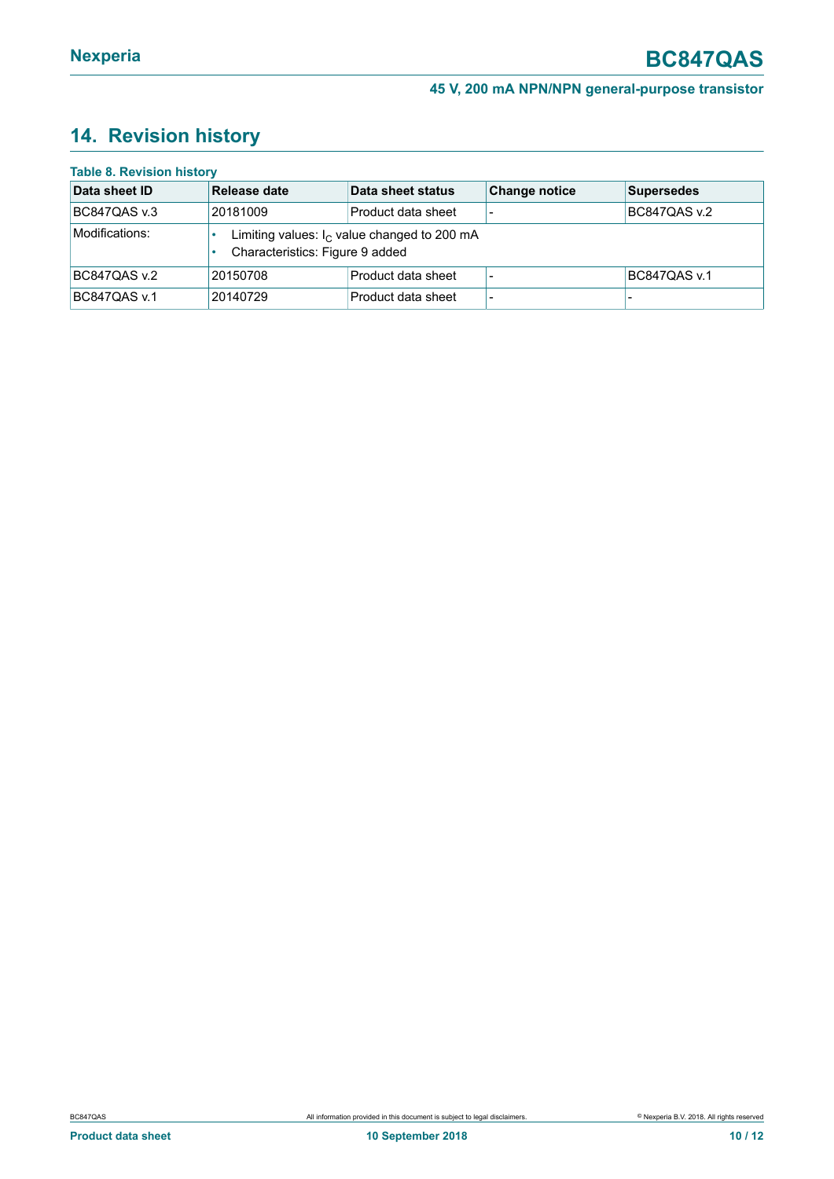## 14. Revision history

**Table 8. Revision history**

| Data sheet ID | Release date | Data sheet status | Change notice | Supersedes |
|---|---|---|---|---|
| BC847QAS v.3 | 20181009 | Product data sheet | - | BC847QAS v.2 |
| Modifications: | • Limiting values: $I_C$ value changed to 200 mA<br>• Characteristics: Figure 9 added | | | |
| BC847QAS v.2 | 20150708 | Product data sheet | - | BC847QAS v.1 |
| BC847QAS v.1 | 20140729 | Product data sheet | - | - |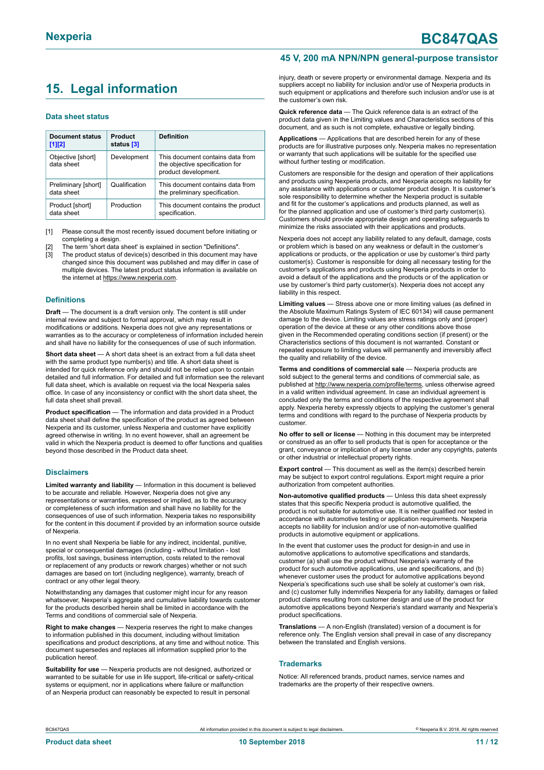# 15. Legal information

### Data sheet status

| Document status [1][2] | Product status [3] | Definition |
|---|---|---|
| Objective [short] data sheet | Development | This document contains data from the objective specification for product development. |
| Preliminary [short] data sheet | Qualification | This document contains data from the preliminary specification. |
| Product [short] data sheet | Production | This document contains the product specification. |

[1] Please consult the most recently issued document before initiating or completing a design.
[2] The term 'short data sheet' is explained in section "Definitions".
[3] The product status of device(s) described in this document may have changed since this document was published and may differ in case of multiple devices. The latest product status information is available on the internet at https://www.nexperia.com.

### Definitions

**Draft** — The document is a draft version only. The content is still under internal review and subject to formal approval, which may result in modifications or additions. Nexperia does not give any representations or warranties as to the accuracy or completeness of information included herein and shall have no liability for the consequences of use of such information.

**Short data sheet** — A short data sheet is an extract from a full data sheet with the same product type number(s) and title. A short data sheet is intended for quick reference only and should not be relied upon to contain detailed and full information. For detailed and full information see the relevant full data sheet, which is available on request via the local Nexperia sales office. In case of any inconsistency or conflict with the short data sheet, the full data sheet shall prevail.

**Product specification** — The information and data provided in a Product data sheet shall define the specification of the product as agreed between Nexperia and its customer, unless Nexperia and customer have explicitly agreed otherwise in writing. In no event however, shall an agreement be valid in which the Nexperia product is deemed to offer functions and qualities beyond those described in the Product data sheet.

### Disclaimers

**Limited warranty and liability** — Information in this document is believed to be accurate and reliable. However, Nexperia does not give any representations or warranties, expressed or implied, as to the accuracy or completeness of such information and shall have no liability for the consequences of use of such information. Nexperia takes no responsibility for the content in this document if provided by an information source outside of Nexperia.

In no event shall Nexperia be liable for any indirect, incidental, punitive, special or consequential damages (including - without limitation - lost profits, lost savings, business interruption, costs related to the removal or replacement of any products or rework charges) whether or not such damages are based on tort (including negligence), warranty, breach of contract or any other legal theory.

Notwithstanding any damages that customer might incur for any reason whatsoever, Nexperia's aggregate and cumulative liability towards customer for the products described herein shall be limited in accordance with the Terms and conditions of commercial sale of Nexperia.

**Right to make changes** — Nexperia reserves the right to make changes to information published in this document, including without limitation specifications and product descriptions, at any time and without notice. This document supersedes and replaces all information supplied prior to the publication hereof.

**Suitability for use** — Nexperia products are not designed, authorized or warranted to be suitable for use in life support, life-critical or safety-critical systems or equipment, nor in applications where failure or malfunction of an Nexperia product can reasonably be expected to result in personal injury, death or severe property or environmental damage. Nexperia and its suppliers accept no liability for inclusion and/or use of Nexperia products in such equipment or applications and therefore such inclusion and/or use is at the customer's own risk.

**Quick reference data** — The Quick reference data is an extract of the product data given in the Limiting values and Characteristics sections of this document, and as such is not complete, exhaustive or legally binding.

**Applications** — Applications that are described herein for any of these products are for illustrative purposes only. Nexperia makes no representation or warranty that such applications will be suitable for the specified use without further testing or modification.

Customers are responsible for the design and operation of their applications and products using Nexperia products, and Nexperia accepts no liability for any assistance with applications or customer product design. It is customer's sole responsibility to determine whether the Nexperia product is suitable and fit for the customer's applications and products planned, as well as for the planned application and use of customer's third party customer(s). Customers should provide appropriate design and operating safeguards to minimize the risks associated with their applications and products.

Nexperia does not accept any liability related to any default, damage, costs or problem which is based on any weakness or default in the customer's applications or products, or the application or use by customer's third party customer(s). Customer is responsible for doing all necessary testing for the customer's applications and products using Nexperia products in order to avoid a default of the applications and the products or of the application or use by customer's third party customer(s). Nexperia does not accept any liability in this respect.

**Limiting values** — Stress above one or more limiting values (as defined in the Absolute Maximum Ratings System of IEC 60134) will cause permanent damage to the device. Limiting values are stress ratings only and (proper) operation of the device at these or any other conditions above those given in the Recommended operating conditions section (if present) or the Characteristics sections of this document is not warranted. Constant or repeated exposure to limiting values will permanently and irreversibly affect the quality and reliability of the device.

**Terms and conditions of commercial sale** — Nexperia products are sold subject to the general terms and conditions of commercial sale, as published at http://www.nexperia.com/profile/terms, unless otherwise agreed in a valid written individual agreement. In case an individual agreement is concluded only the terms and conditions of the respective agreement shall apply. Nexperia hereby expressly objects to applying the customer's general terms and conditions with regard to the purchase of Nexperia products by customer.

**No offer to sell or license** — Nothing in this document may be interpreted or construed as an offer to sell products that is open for acceptance or the grant, conveyance or implication of any license under any copyrights, patents or other industrial or intellectual property rights.

**Export control** — This document as well as the item(s) described herein may be subject to export control regulations. Export might require a prior authorization from competent authorities.

**Non-automotive qualified products** — Unless this data sheet expressly states that this specific Nexperia product is automotive qualified, the product is not suitable for automotive use. It is neither qualified nor tested in accordance with automotive testing or application requirements. Nexperia accepts no liability for inclusion and/or use of non-automotive qualified products in automotive equipment or applications.

In the event that customer uses the product for design-in and use in automotive applications to automotive specifications and standards, customer (a) shall use the product without Nexperia's warranty of the product for such automotive applications, use and specifications, and (b) whenever customer uses the product for automotive applications beyond Nexperia's specifications such use shall be solely at customer's own risk, and (c) customer fully indemnifies Nexperia for any liability, damages or failed product claims resulting from customer design and use of the product for automotive applications beyond Nexperia's standard warranty and Nexperia's product specifications.

**Translations** — A non-English (translated) version of a document is for reference only. The English version shall prevail in case of any discrepancy between the translated and English versions.

### Trademarks

Notice: All referenced brands, product names, service names and trademarks are the property of their respective owners.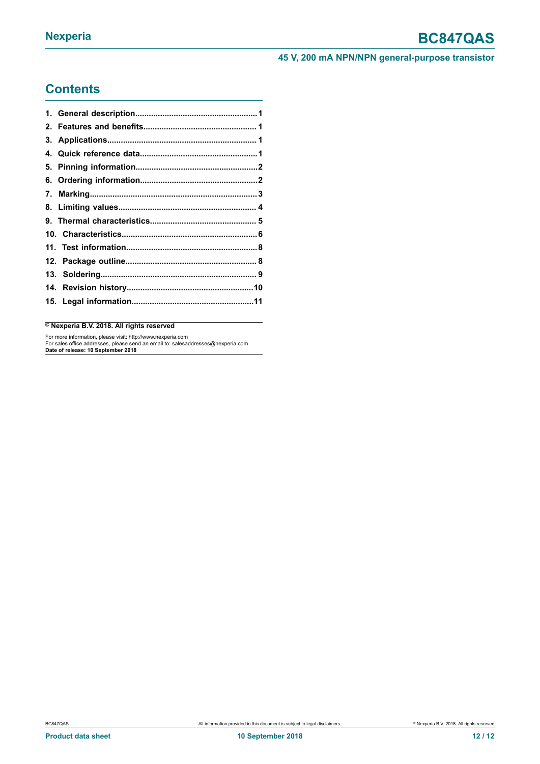## Contents

1. General description.....................................................1
2. Features and benefits.................................................1
3. Applications.................................................................1
4. Quick reference data...................................................1
5. Pinning information.....................................................2
6. Ordering information...................................................2
7. Marking.........................................................................3
8. Limiting values............................................................4
9. Thermal characteristics..............................................5
10. Characteristics...........................................................6
11. Test information..........................................................8
12. Package outline..........................................................8
13. Soldering....................................................................9
14. Revision history........................................................10
15. Legal information.....................................................11

**© Nexperia B.V. 2018. All rights reserved**

For more information, please visit: http://www.nexperia.com
For sales office addresses, please send an email to: salesaddresses@nexperia.com
**Date of release: 10 September 2018**